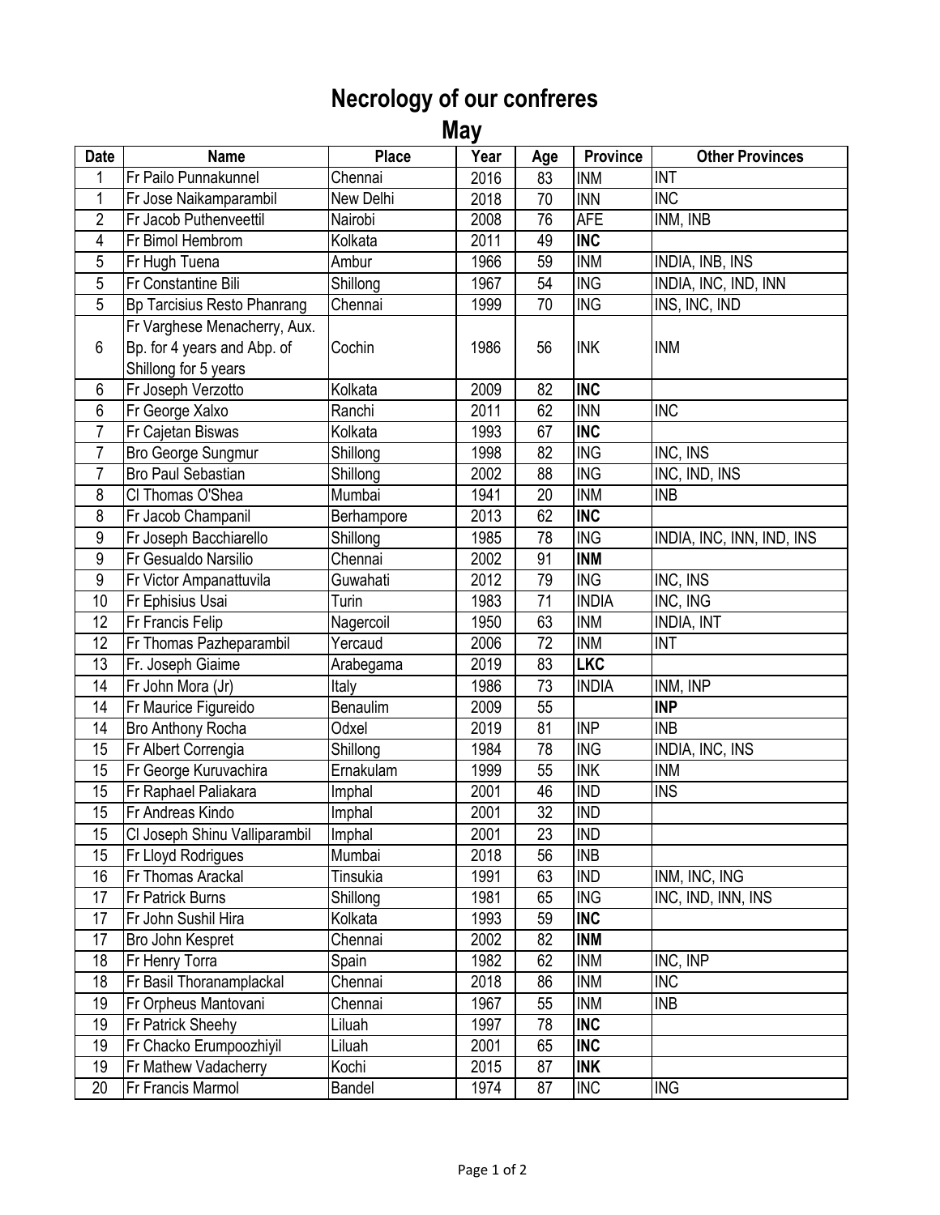# Necrology of our confreres

## May

| Date | Name | Place | Year | Age | Province | Other Provinces |
|---|---|---|---|---|---|---|
| 1 | Fr Pailo Punnakunnel | Chennai | 2016 | 83 | INM | INT |
| 1 | Fr Jose Naikamparambil | New Delhi | 2018 | 70 | INN | INC |
| 2 | Fr Jacob Puthenveettil | Nairobi | 2008 | 76 | AFE | INM, INB |
| 4 | Fr Bimol Hembrom | Kolkata | 2011 | 49 | **INC** | |
| 5 | Fr Hugh Tuena | Ambur | 1966 | 59 | INM | INDIA, INB, INS |
| 5 | Fr Constantine Bili | Shillong | 1967 | 54 | ING | INDIA, INC, IND, INN |
| 5 | Bp Tarcisius Resto Phanrang | Chennai | 1999 | 70 | ING | INS, INC, IND |
| 6 | Fr Varghese Menacherry, Aux. Bp. for 4 years and Abp. of Shillong for 5 years | Cochin | 1986 | 56 | INK | INM |
| 6 | Fr Joseph Verzotto | Kolkata | 2009 | 82 | **INC** | |
| 6 | Fr George Xalxo | Ranchi | 2011 | 62 | INN | INC |
| 7 | Fr Cajetan Biswas | Kolkata | 1993 | 67 | **INC** | |
| 7 | Bro George Sungmur | Shillong | 1998 | 82 | ING | INC, INS |
| 7 | Bro Paul Sebastian | Shillong | 2002 | 88 | ING | INC, IND, INS |
| 8 | Cl Thomas O'Shea | Mumbai | 1941 | 20 | INM | INB |
| 8 | Fr Jacob Champanil | Berhampore | 2013 | 62 | **INC** | |
| 9 | Fr Joseph Bacchiarello | Shillong | 1985 | 78 | ING | INDIA, INC, INN, IND, INS |
| 9 | Fr Gesualdo Narsilio | Chennai | 2002 | 91 | **INM** | |
| 9 | Fr Victor Ampanattuvila | Guwahati | 2012 | 79 | ING | INC, INS |
| 10 | Fr Ephisius Usai | Turin | 1983 | 71 | INDIA | INC, ING |
| 12 | Fr Francis Felip | Nagercoil | 1950 | 63 | INM | INDIA, INT |
| 12 | Fr Thomas Pazheparambil | Yercaud | 2006 | 72 | INM | INT |
| 13 | Fr. Joseph Giaime | Arabegama | 2019 | 83 | **LKC** | |
| 14 | Fr John Mora (Jr) | Italy | 1986 | 73 | INDIA | INM, INP |
| 14 | Fr Maurice Figureido | Benaulim | 2009 | 55 | | **INP** |
| 14 | Bro Anthony Rocha | Odxel | 2019 | 81 | INP | INB |
| 15 | Fr Albert Correngia | Shillong | 1984 | 78 | ING | INDIA, INC, INS |
| 15 | Fr George Kuruvachira | Ernakulam | 1999 | 55 | INK | INM |
| 15 | Fr Raphael Paliakara | Imphal | 2001 | 46 | IND | INS |
| 15 | Fr Andreas Kindo | Imphal | 2001 | 32 | IND | |
| 15 | Cl Joseph Shinu Valliparambil | Imphal | 2001 | 23 | IND | |
| 15 | Fr Lloyd Rodrigues | Mumbai | 2018 | 56 | INB | |
| 16 | Fr Thomas Arackal | Tinsukia | 1991 | 63 | IND | INM, INC, ING |
| 17 | Fr Patrick Burns | Shillong | 1981 | 65 | ING | INC, IND, INN, INS |
| 17 | Fr John Sushil Hira | Kolkata | 1993 | 59 | **INC** | |
| 17 | Bro John Kespret | Chennai | 2002 | 82 | **INM** | |
| 18 | Fr Henry Torra | Spain | 1982 | 62 | INM | INC, INP |
| 18 | Fr Basil Thoranamplackal | Chennai | 2018 | 86 | INM | INC |
| 19 | Fr Orpheus Mantovani | Chennai | 1967 | 55 | INM | INB |
| 19 | Fr Patrick Sheehy | Liluah | 1997 | 78 | **INC** | |
| 19 | Fr Chacko Erumpoozhiyil | Liluah | 2001 | 65 | **INC** | |
| 19 | Fr Mathew Vadacherry | Kochi | 2015 | 87 | **INK** | |
| 20 | Fr Francis Marmol | Bandel | 1974 | 87 | INC | ING |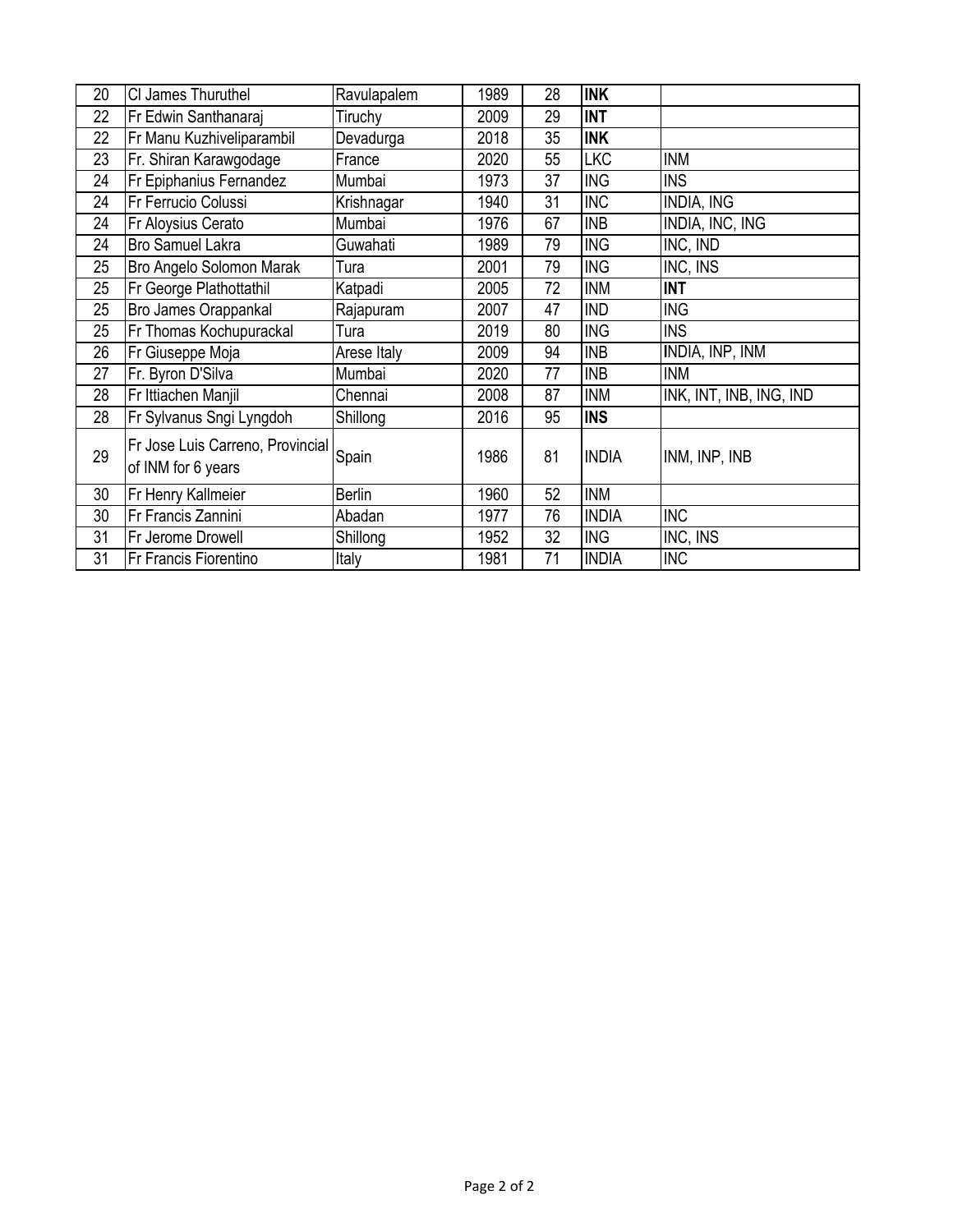| | | | | | | |
|---|---|---|---|---|---|---|
| 20 | Cl James Thuruthel | Ravulapalem | 1989 | 28 | **INK** | |
| 22 | Fr Edwin Santhanaraj | Tiruchy | 2009 | 29 | **INT** | |
| 22 | Fr Manu Kuzhiveliparambil | Devadurga | 2018 | 35 | **INK** | |
| 23 | Fr. Shiran Karawgodage | France | 2020 | 55 | LKC | INM |
| 24 | Fr Epiphanius Fernandez | Mumbai | 1973 | 37 | ING | INS |
| 24 | Fr Ferrucio Colussi | Krishnagar | 1940 | 31 | INC | INDIA, ING |
| 24 | Fr Aloysius Cerato | Mumbai | 1976 | 67 | INB | INDIA, INC, ING |
| 24 | Bro Samuel Lakra | Guwahati | 1989 | 79 | ING | INC, IND |
| 25 | Bro Angelo Solomon Marak | Tura | 2001 | 79 | ING | INC, INS |
| 25 | Fr George Plathottathil | Katpadi | 2005 | 72 | INM | **INT** |
| 25 | Bro James Orappankal | Rajapuram | 2007 | 47 | IND | ING |
| 25 | Fr Thomas Kochupurackal | Tura | 2019 | 80 | ING | INS |
| 26 | Fr Giuseppe Moja | Arese Italy | 2009 | 94 | INB | INDIA, INP, INM |
| 27 | Fr. Byron D'Silva | Mumbai | 2020 | 77 | INB | INM |
| 28 | Fr Ittiachen Manjil | Chennai | 2008 | 87 | INM | INK, INT, INB, ING, IND |
| 28 | Fr Sylvanus Sngi Lyngdoh | Shillong | 2016 | 95 | **INS** | |
| 29 | Fr Jose Luis Carreno, Provincial of INM for 6 years | Spain | 1986 | 81 | INDIA | INM, INP, INB |
| 30 | Fr Henry Kallmeier | Berlin | 1960 | 52 | INM | |
| 30 | Fr Francis Zannini | Abadan | 1977 | 76 | INDIA | INC |
| 31 | Fr Jerome Drowell | Shillong | 1952 | 32 | ING | INC, INS |
| 31 | Fr Francis Fiorentino | Italy | 1981 | 71 | INDIA | INC |